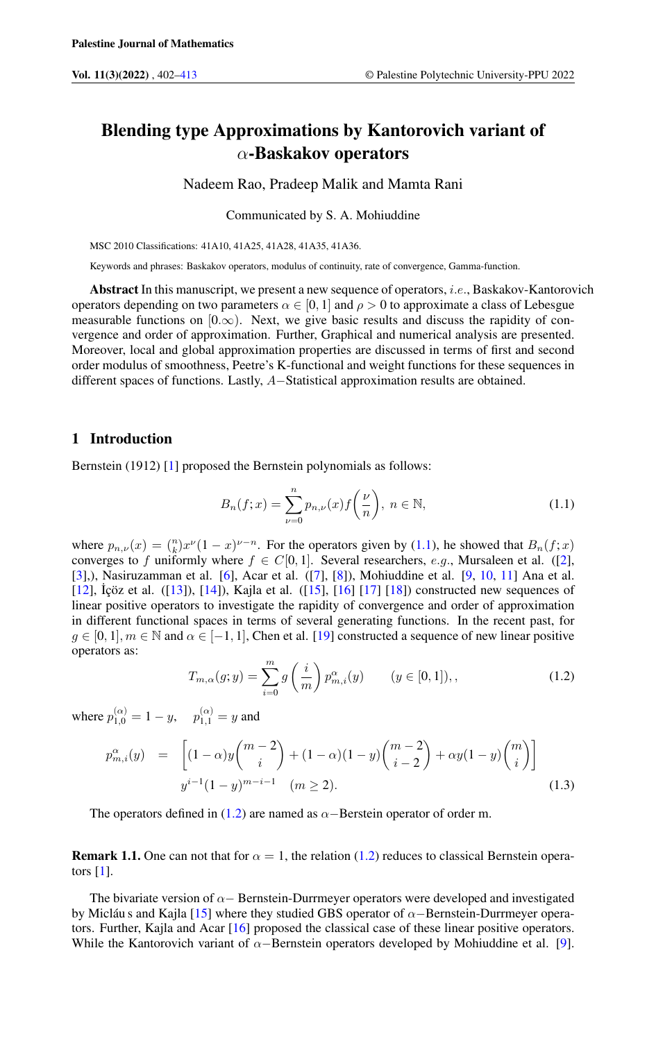# Blending type Approximations by Kantorovich variant of $\alpha$-Baskakov operators

Nadeem Rao, Pradeep Malik and Mamta Rani

Communicated by S. A. Mohiuddine

MSC 2010 Classifications: 41A10, 41A25, 41A28, 41A35, 41A36.

Keywords and phrases: Baskakov operators, modulus of continuity, rate of convergence, Gamma-function.

**Abstract** In this manuscript, we present a new sequence of operators, $i.e.$, Baskakov-Kantorovich operators depending on two parameters $\alpha \in [0,1]$ and $\rho > 0$ to approximate a class of Lebesgue measurable functions on $[0.\infty)$. Next, we give basic results and discuss the rapidity of convergence and order of approximation. Further, Graphical and numerical analysis are presented. Moreover, local and global approximation properties are discussed in terms of first and second order modulus of smoothness, Peetre's K-functional and weight functions for these sequences in different spaces of functions. Lastly, $A-$Statistical approximation results are obtained.

## 1 Introduction

Bernstein (1912) [1] proposed the Bernstein polynomials as follows:

$$B_n(f;x) = \sum_{\nu=0}^{n} p_{n,\nu}(x) f\left(\frac{\nu}{n}\right),\ n \in \mathbb{N}, \tag{1.1}$$

where $p_{n,\nu}(x) = \binom{n}{k} x^{\nu}(1-x)^{\nu-n}$. For the operators given by (1.1), he showed that $B_n(f;x)$ converges to $f$ uniformly where $f \in C[0,1]$. Several researchers, $e.g.$, Mursaleen et al. ([2], [3],), Nasiruzzaman et al. [6], Acar et al. ([7], [8]), Mohiuddine et al. [9, 10, 11] Ana et al. [12], İçöz et al. ([13]), [14]), Kajla et al. ([15], [16] [17] [18]) constructed new sequences of linear positive operators to investigate the rapidity of convergence and order of approximation in different functional spaces in terms of several generating functions. In the recent past, for $g \in [0,1], m \in \mathbb{N}$ and $\alpha \in [-1,1]$, Chen et al. [19] constructed a sequence of new linear positive operators as:

$$T_{m,\alpha}(g;y) = \sum_{i=0}^{m} g\left(\frac{i}{m}\right) p_{m,i}^{\alpha}(y) \qquad (y \in [0,1]),, \tag{1.2}$$

where $p_{1,0}^{(\alpha)} = 1-y, \quad p_{1,1}^{(\alpha)} = y$ and

$$\begin{aligned} p_{m,i}^{\alpha}(y) \quad &= \quad \left[(1-\alpha)y\binom{m-2}{i} + (1-\alpha)(1-y)\binom{m-2}{i-2} + \alpha y(1-y)\binom{m}{i}\right] \\ &\quad y^{i-1}(1-y)^{m-i-1} \quad (m \geq 2). \end{aligned} \tag{1.3}$$

The operators defined in (1.2) are named as $\alpha-$Berstein operator of order m.

**Remark 1.1.** One can not that for $\alpha = 1$, the relation (1.2) reduces to classical Bernstein operators [1].

The bivariate version of $\alpha-$ Bernstein-Durrmeyer operators were developed and investigated by Micláu s and Kajla [15] where they studied GBS operator of $\alpha-$Bernstein-Durrmeyer operators. Further, Kajla and Acar [16] proposed the classical case of these linear positive operators. While the Kantorovich variant of $\alpha-$Bernstein operators developed by Mohiuddine et al. [9].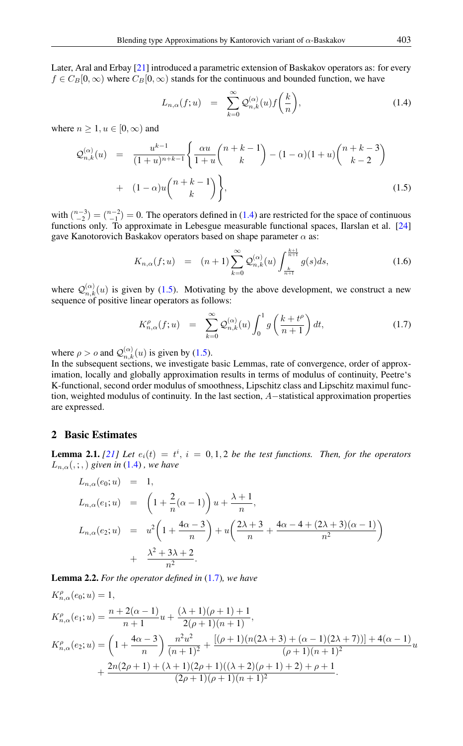Later, Aral and Erbay [21] introduced a parametric extension of Baskakov operators as: for every $f \in C_B[0,\infty)$ where $C_B[0,\infty)$ stands for the continuous and bounded function, we have

$$L_{n,\alpha}(f;u) = \sum_{k=0}^{\infty} \mathcal{Q}_{n,k}^{(\alpha)}(u) f\left(\frac{k}{n}\right), \tag{1.4}$$

where $n \geq 1, u \in [0,\infty)$ and

$$\mathcal{Q}_{n,k}^{(\alpha)}(u) = \frac{u^{k-1}}{(1+u)^{n+k-1}} \left\{ \frac{\alpha u}{1+u} \binom{n+k-1}{k} - (1-\alpha)(1+u)\binom{n+k-3}{k-2} \right.$$
$$\left. + \; (1-\alpha)u \binom{n+k-1}{k} \right\}, \tag{1.5}$$

with $\binom{n-3}{-2} = \binom{n-2}{-1} = 0$. The operators defined in (1.4) are restricted for the space of continuous functions only. To approximate in Lebesgue measurable functional spaces, Ilarslan et al. [24] gave Kanotorovich Baskakov operators based on shape parameter $\alpha$ as:

$$K_{n,\alpha}(f;u) = (n+1)\sum_{k=0}^{\infty} \mathcal{Q}_{n,k}^{(\alpha)}(u) \int_{\frac{k}{n+1}}^{\frac{k+1}{n+1}} g(s)ds, \tag{1.6}$$

where $\mathcal{Q}_{n,k}^{(\alpha)}(u)$ is given by (1.5). Motivating by the above development, we construct a new sequence of positive linear operators as follows:

$$K_{n,\alpha}^{\rho}(f;u) = \sum_{k=0}^{\infty} \mathcal{Q}_{n,k}^{(\alpha)}(u) \int_0^1 g\left(\frac{k+t^{\rho}}{n+1}\right) dt, \tag{1.7}$$

where $\rho > o$ and $\mathcal{Q}_{n,k}^{(\alpha)}(u)$ is given by (1.5).

In the subsequent sections, we investigate basic Lemmas, rate of convergence, order of approximation, locally and globally approximation results in terms of modulus of continuity, Peetre's K-functional, second order modulus of smoothness, Lipschitz class and Lipschitz maximul function, weighted modulus of continuity. In the last section, $A-$statistical approximation properties are expressed.

## 2 Basic Estimates

**Lemma 2.1.** *[21] Let $e_i(t) = t^i,\ i = 0,1,2$ be the test functions. Then, for the operators $L_{n,\alpha}(,;,)$ given in (1.4), we have*

$$L_{n,\alpha}(e_0;u) = 1,$$
$$L_{n,\alpha}(e_1;u) = \left(1 + \frac{2}{n}(\alpha-1)\right)u + \frac{\lambda+1}{n},$$
$$L_{n,\alpha}(e_2;u) = u^2\left(1 + \frac{4\alpha-3}{n}\right) + u\left(\frac{2\lambda+3}{n} + \frac{4\alpha-4+(2\lambda+3)(\alpha-1)}{n^2}\right)$$
$$+ \; \frac{\lambda^2+3\lambda+2}{n^2}.$$

**Lemma 2.2.** *For the operator defined in (1.7), we have*

$$K_{n,\alpha}^{\rho}(e_0;u) = 1,$$

$$K_{n,\alpha}^{\rho}(e_1;u) = \frac{n+2(\alpha-1)}{n+1}u + \frac{(\lambda+1)(\rho+1)+1}{2(\rho+1)(n+1)},$$

$$K_{n,\alpha}^{\rho}(e_2;u) = \left(1 + \frac{4\alpha-3}{n}\right)\frac{n^2u^2}{(n+1)^2} + \frac{[(\rho+1)(n(2\lambda+3)+(\alpha-1)(2\lambda+7))]+4(\alpha-1)}{(\rho+1)(n+1)^2}u$$
$$+ \frac{2n(2\rho+1)+(\lambda+1)(2\rho+1)((\lambda+2)(\rho+1)+2)+\rho+1}{(2\rho+1)(\rho+1)(n+1)^2}.$$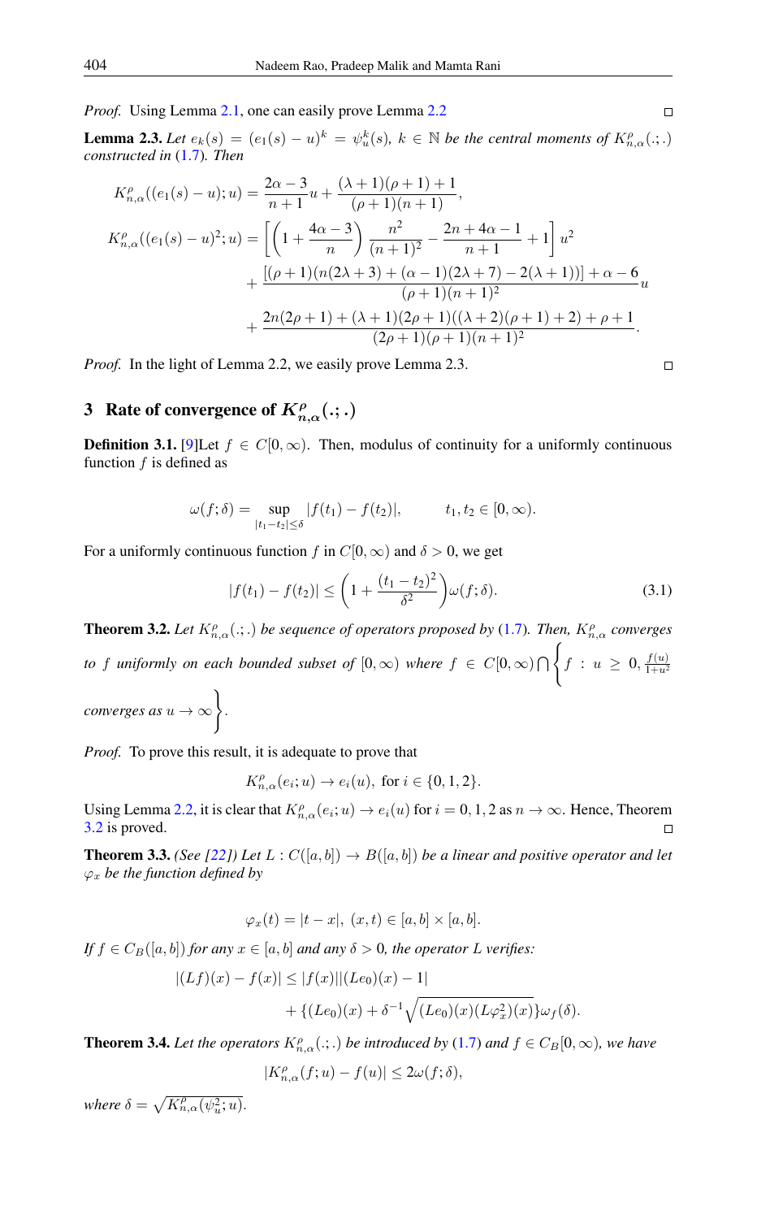*Proof.* Using Lemma 2.1, one can easily prove Lemma 2.2 □

**Lemma 2.3.** *Let $e_k(s) = (e_1(s) - u)^k = \psi_u^k(s)$, $k \in \mathbb{N}$ be the central moments of $K_{n,\alpha}^{\rho}(.;.)$ constructed in* (1.7)*. Then*

$$K_{n,\alpha}^{\rho}((e_1(s) - u); u) = \frac{2\alpha - 3}{n+1}u + \frac{(\lambda+1)(\rho+1)+1}{(\rho+1)(n+1)},$$

$$\begin{aligned} K_{n,\alpha}^{\rho}((e_1(s) - u)^2; u) &= \left[\left(1 + \frac{4\alpha - 3}{n}\right)\frac{n^2}{(n+1)^2} - \frac{2n + 4\alpha - 1}{n+1} + 1\right]u^2 \\ &+ \frac{[(\rho+1)(n(2\lambda+3) + (\alpha-1)(2\lambda+7) - 2(\lambda+1))] + \alpha - 6}{(\rho+1)(n+1)^2}u \\ &+ \frac{2n(2\rho+1) + (\lambda+1)(2\rho+1)((\lambda+2)(\rho+1)+2) + \rho + 1}{(2\rho+1)(\rho+1)(n+1)^2}. \end{aligned}$$

*Proof.* In the light of Lemma 2.2, we easily prove Lemma 2.3. □

## 3 Rate of convergence of $K_{n,\alpha}^{\rho}(.;.)$

**Definition 3.1.** [9]Let $f \in C[0,\infty)$. Then, modulus of continuity for a uniformly continuous function $f$ is defined as

$$\omega(f;\delta) = \sup_{|t_1 - t_2| \leq \delta} |f(t_1) - f(t_2)|, \qquad t_1, t_2 \in [0,\infty).$$

For a uniformly continuous function $f$ in $C[0,\infty)$ and $\delta > 0$, we get

$$|f(t_1) - f(t_2)| \leq \left(1 + \frac{(t_1 - t_2)^2}{\delta^2}\right)\omega(f;\delta). \tag{3.1}$$

**Theorem 3.2.** *Let $K_{n,\alpha}^{\rho}(.;.)$ be sequence of operators proposed by* (1.7)*. Then, $K_{n,\alpha}^{\rho}$ converges to $f$ uniformly on each bounded subset of $[0,\infty)$ where $f \in C[0,\infty) \bigcap \left\{ f : u \geq 0, \frac{f(u)}{1+u^2} \text{ converges as } u \to \infty \right\}$.*

*Proof.* To prove this result, it is adequate to prove that

$$K_{n,\alpha}^{\rho}(e_i; u) \to e_i(u), \text{ for } i \in \{0,1,2\}.$$

Using Lemma 2.2, it is clear that $K_{n,\alpha}^{\rho}(e_i; u) \to e_i(u)$ for $i = 0,1,2$ as $n \to \infty$. Hence, Theorem 3.2 is proved. □

**Theorem 3.3.** *(See [22]) Let $L : C([a,b]) \to B([a,b])$ be a linear and positive operator and let $\varphi_x$ be the function defined by*

$$\varphi_x(t) = |t - x|, \ (x,t) \in [a,b] \times [a,b].$$

*If $f \in C_B([a,b])$ for any $x \in [a,b]$ and any $\delta > 0$, the operator $L$ verifies:*

$$\begin{aligned} |(Lf)(x) - f(x)| &\leq |f(x)||(Le_0)(x) - 1| \\ &+ \{(Le_0)(x) + \delta^{-1}\sqrt{(Le_0)(x)(L\varphi_x^2)(x)}\}\omega_f(\delta). \end{aligned}$$

**Theorem 3.4.** *Let the operators $K_{n,\alpha}^{\rho}(.;.)$ be introduced by* (1.7) *and $f \in C_B[0,\infty)$, we have*

$$|K_{n,\alpha}^{\rho}(f;u) - f(u)| \leq 2\omega(f;\delta),$$

*where $\delta = \sqrt{K_{n,\alpha}^{\rho}(\psi_u^2; u)}$.*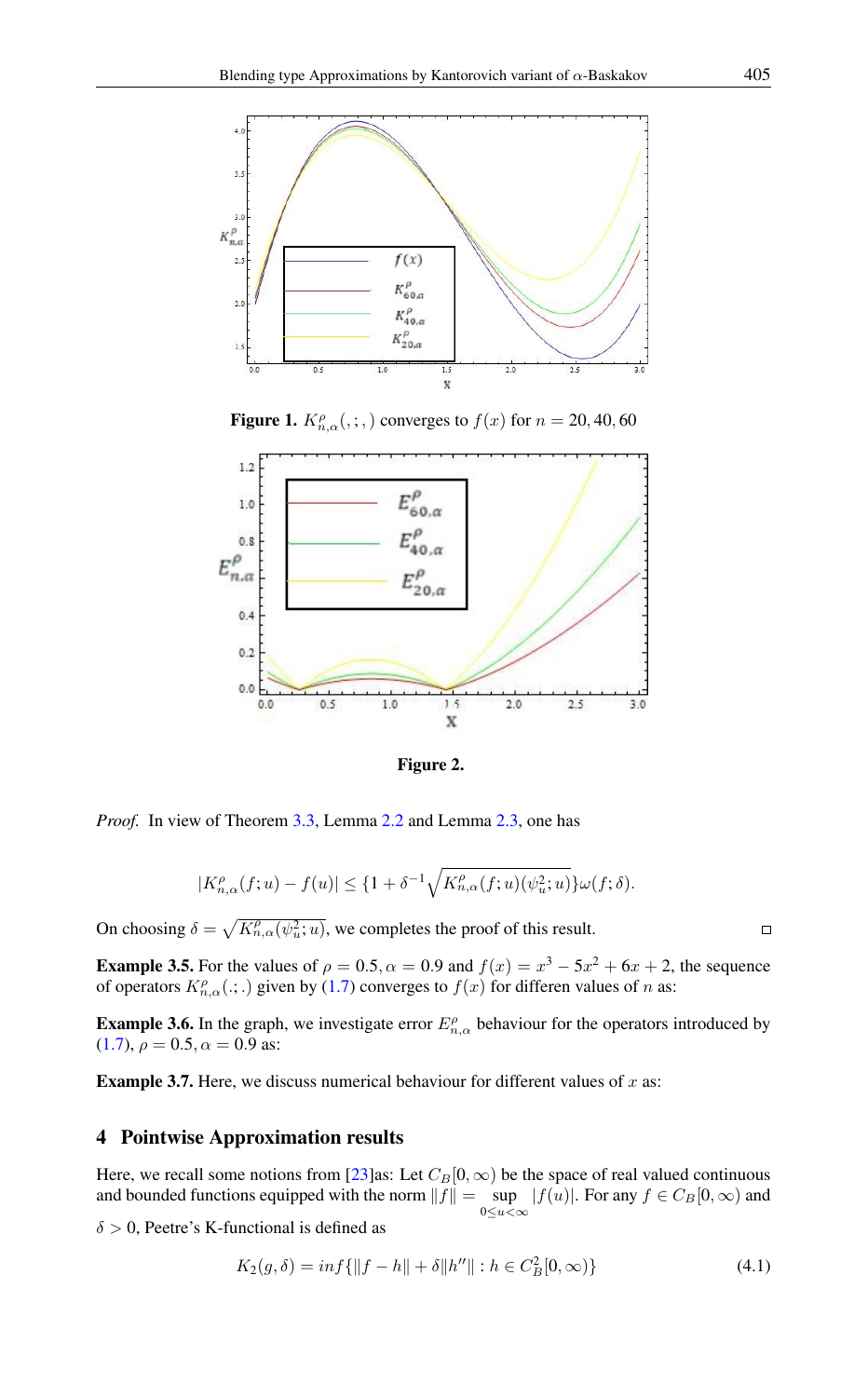**Figure 1.** $K^{\rho}_{n,\alpha}(;;,)$ converges to $f(x)$ for $n = 20, 40, 60$

**Figure 2.**

*Proof.* In view of Theorem 3.3, Lemma 2.2 and Lemma 2.3, one has

$$|K^{\rho}_{n,\alpha}(f;u) - f(u)| \leq \{1 + \delta^{-1}\sqrt{K^{\rho}_{n,\alpha}(f;u)(\psi_u^2;u)}\}\omega(f;\delta).$$

On choosing $\delta = \sqrt{K^{\rho}_{n,\alpha}(\psi_u^2;u)}$, we completes the proof of this result. □

**Example 3.5.** For the values of $\rho = 0.5, \alpha = 0.9$ and $f(x) = x^3 - 5x^2 + 6x + 2$, the sequence of operators $K^{\rho}_{n,\alpha}(.;.)$ given by (1.7) converges to $f(x)$ for differen values of $n$ as:

**Example 3.6.** In the graph, we investigate error $E^{\rho}_{n,\alpha}$ behaviour for the operators introduced by (1.7), $\rho = 0.5, \alpha = 0.9$ as:

**Example 3.7.** Here, we discuss numerical behaviour for different values of $x$ as:

## 4 Pointwise Approximation results

Here, we recall some notions from [23]as: Let $C_B[0,\infty)$ be the space of real valued continuous and bounded functions equipped with the norm $\|f\| = \sup\limits_{0\leq u<\infty} |f(u)|$. For any $f \in C_B[0,\infty)$ and $\delta > 0$, Peetre's K-functional is defined as

$$K_2(g,\delta) = inf\{\|f - h\| + \delta\|h''\| : h \in C_B^2[0,\infty)\} \tag{4.1}$$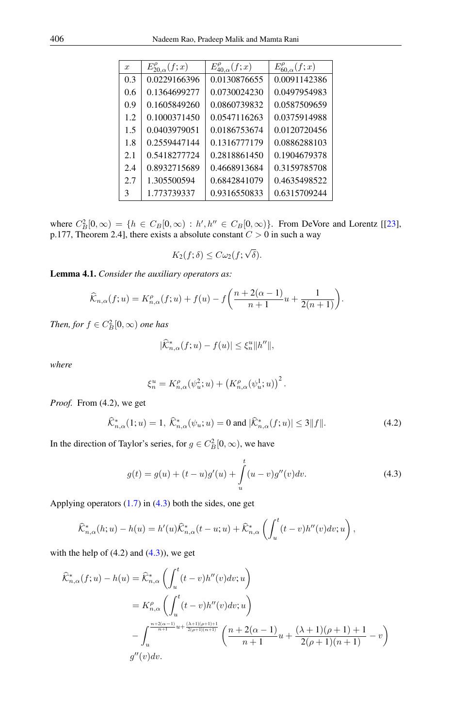| $x$ | $E^{\rho}_{20,\alpha}(f;x)$ | $E^{\rho}_{40,\alpha}(f;x)$ | $E^{\rho}_{60,\alpha}(f;x)$ |
|---|---|---|---|
| 0.3 | 0.0229166396 | 0.0130876655 | 0.0091142386 |
| 0.6 | 0.1364699277 | 0.0730024230 | 0.0497954983 |
| 0.9 | 0.1605849260 | 0.0860739832 | 0.0587509659 |
| 1.2 | 0.1000371450 | 0.0547116263 | 0.0375914988 |
| 1.5 | 0.0403979051 | 0.0186753674 | 0.0120720456 |
| 1.8 | 0.2559447144 | 0.1316777179 | 0.0886288103 |
| 2.1 | 0.5418277724 | 0.2818861450 | 0.1904679378 |
| 2.4 | 0.8932715689 | 0.4668913684 | 0.3159785708 |
| 2.7 | 1.305500594 | 0.6842841079 | 0.4635498522 |
| 3 | 1.773739337 | 0.9316550833 | 0.6315709244 |

where $C^2_B[0,\infty) = \{h \in C_B[0,\infty) : h', h'' \in C_B[0,\infty)\}$. From DeVore and Lorentz [[23], p.177, Theorem 2.4], there exists a absolute constant $C > 0$ in such a way

$$K_2(f;\delta) \leq C\omega_2(f;\sqrt{\delta}).$$

**Lemma 4.1.** *Consider the auxiliary operators as:*

$$\widehat{\mathcal{K}}_{n,\alpha}(f;u) = K^{\rho}_{n,\alpha}(f;u) + f(u) - f\left(\frac{n+2(\alpha-1)}{n+1}u + \frac{1}{2(n+1)}\right).$$

*Then, for $f \in C^2_B[0,\infty)$ one has*

$$|\widehat{\mathcal{K}}^*_{n,\alpha}(f;u) - f(u)| \leq \xi^u_n \|h''\|,$$

*where*

$$\xi^u_n = K^{\rho}_{n,\alpha}(\psi^2_u;u) + \left(K^{\rho}_{n,\alpha}(\psi^1_u;u)\right)^2.$$

*Proof.* From (4.2), we get

$$\widehat{\mathcal{K}}^*_{n,\alpha}(1;u) = 1,\ \widehat{\mathcal{K}}^*_{n,\alpha}(\psi_u;u) = 0 \text{ and } |\widehat{\mathcal{K}}^*_{n,\alpha}(f;u)| \leq 3\|f\|. \tag{4.2}$$

In the direction of Taylor's series, for $g \in C^2_B[0,\infty)$, we have

$$g(t) = g(u) + (t-u)g'(u) + \int_u^t (u-v)g''(v)dv. \tag{4.3}$$

Applying operators (1.7) in (4.3) both the sides, one get

$$\widehat{\mathcal{K}}^*_{n,\alpha}(h;u) - h(u) = h'(u)\widehat{\mathcal{K}}^*_{n,\alpha}(t-u;u) + \widehat{\mathcal{K}}^*_{n,\alpha}\left(\int_u^t (t-v)h''(v)dv;u\right),$$

with the help of (4.2) and (4.3)), we get

$$\begin{aligned}
\widehat{\mathcal{K}}^*_{n,\alpha}(f;u) - h(u) &= \widehat{\mathcal{K}}^*_{n,\alpha}\left(\int_u^t (t-v)h''(v)dv;u\right) \\
&= K^{\rho}_{n,\alpha}\left(\int_u^t (t-v)h''(v)dv;u\right) \\
&\quad - \int_u^{\frac{n+2(\alpha-1)}{n+1}u + \frac{(\lambda+1)(\rho+1)+1}{2(\rho+1)(n+1)}} \left(\frac{n+2(\alpha-1)}{n+1}u + \frac{(\lambda+1)(\rho+1)+1}{2(\rho+1)(n+1)} - v\right) \\
&\quad g''(v)dv.
\end{aligned}$$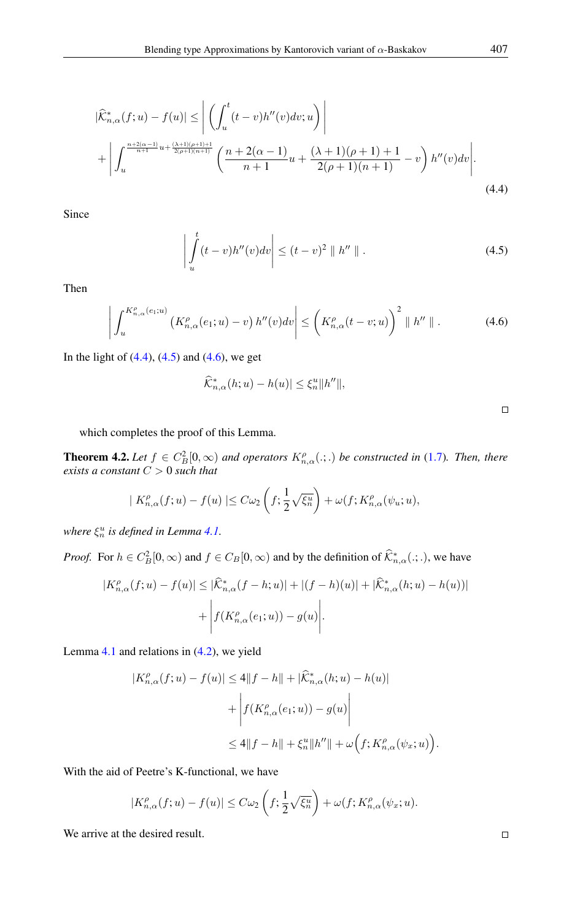$$
\begin{aligned}
|\widehat{\mathcal{K}}^{*}_{n,\alpha}(f;u)-f(u)| \leq & \left|\left(\int_u^t (t-v)h''(v)dv;u\right)\right| \\
&+\left|\int_u^{\frac{n+2(\alpha-1)}{n+1}u+\frac{(\lambda+1)(\rho+1)+1}{2(\rho+1)(n+1)}} \left(\frac{n+2(\alpha-1)}{n+1}u+\frac{(\lambda+1)(\rho+1)+1}{2(\rho+1)(n+1)}-v\right)h''(v)dv\right|.
\end{aligned}
\tag{4.4}
$$

Since

$$
\left|\int_u^t (t-v)h''(v)dv\right| \leq (t-v)^2 \parallel h'' \parallel . \tag{4.5}
$$

Then

$$
\left|\int_u^{K^{\rho}_{n,\alpha}(e_1;u)} \left(K^{\rho}_{n,\alpha}(e_1;u)-v\right)h''(v)dv\right| \leq \left(K^{\rho}_{n,\alpha}(t-v;u)\right)^2 \parallel h'' \parallel . \tag{4.6}
$$

In the light of (4.4), (4.5) and (4.6), we get

$$
\widehat{\mathcal{K}}^{*}_{n,\alpha}(h;u)-h(u)| \leq \xi^u_n \|h''\|,
$$

which completes the proof of this Lemma. □

**Theorem 4.2.** *Let $f \in C^2_B[0,\infty)$ and operators $K^{\rho}_{n,\alpha}(.;.)$ be constructed in (1.7). Then, there exists a constant $C>0$ such that*

$$
|\ K^{\rho}_{n,\alpha}(f;u)-f(u)\ | \leq C\omega_2\left(f;\frac{1}{2}\sqrt{\xi^u_n}\right)+\omega(f;K^{\rho}_{n,\alpha}(\psi_u;u)),
$$

*where $\xi^u_n$ is defined in Lemma 4.1.*

*Proof.* For $h \in C^2_B[0,\infty)$ and $f \in C_B[0,\infty)$ and by the definition of $\widehat{\mathcal{K}}^{*}_{n,\alpha}(.;.)$, we have

$$
\begin{aligned}
|K^{\rho}_{n,\alpha}(f;u)-f(u)| \leq & |\widehat{\mathcal{K}}^{*}_{n,\alpha}(f-h;u)|+|(f-h)(u)|+|\widehat{\mathcal{K}}^{*}_{n,\alpha}(h;u)-h(u))| \\
&+\left|f(K^{\rho}_{n,\alpha}(e_1;u))-g(u)\right|.
\end{aligned}
$$

Lemma 4.1 and relations in (4.2), we yield

$$
\begin{aligned}
|K^{\rho}_{n,\alpha}(f;u)-f(u)| &\leq 4\|f-h\|+|\widehat{\mathcal{K}}^{*}_{n,\alpha}(h;u)-h(u)| \\
&\quad +\left|f(K^{\rho}_{n,\alpha}(e_1;u))-g(u)\right| \\
&\leq 4\|f-h\|+\xi^u_n\|h''\|+\omega\Big(f;K^{\rho}_{n,\alpha}(\psi_x;u)\Big).
\end{aligned}
$$

With the aid of Peetre's K-functional, we have

$$
|K^{\rho}_{n,\alpha}(f;u)-f(u)| \leq C\omega_2\left(f;\frac{1}{2}\sqrt{\xi^u_n}\right)+\omega(f;K^{\rho}_{n,\alpha}(\psi_x;u)).
$$

We arrive at the desired result. □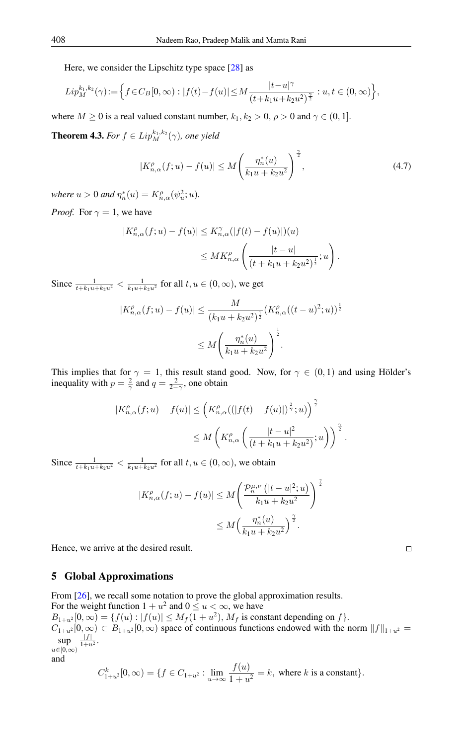Here, we consider the Lipschitz type space [28] as

$$Lip_M^{k_1,k_2}(\gamma) := \Big\{ f \in C_B[0,\infty) : |f(t) - f(u)| \leq M \frac{|t-u|^\gamma}{(t + k_1 u + k_2 u^2)^{\frac{\gamma}{2}}} : u, t \in (0,\infty) \Big\},$$

where $M \geq 0$ is a real valued constant number, $k_1, k_2 > 0$, $\rho > 0$ and $\gamma \in (0,1]$.

**Theorem 4.3.** *For $f \in Lip_M^{k_1,k_2}(\gamma)$, one yield*

$$|K_{n,\alpha}^{\rho}(f;u) - f(u)| \leq M \Bigg( \frac{\eta_n^*(u)}{k_1 u + k_2 u^2} \Bigg)^{\frac{\gamma}{2}}, \tag{4.7}$$

*where $u > 0$ and $\eta_n^*(u) = K_{n,\alpha}^{\rho}(\psi_u^2; u)$.*

*Proof.* For $\gamma = 1$, we have

$$\begin{aligned} |K_{n,\alpha}^{\rho}(f;u) - f(u)| &\leq K_{n,\alpha}^{\gamma}(|f(t) - f(u)|)(u) \\ &\leq M K_{n,\alpha}^{\rho}\left( \frac{|t-u|}{(t + k_1 u + k_2 u^2)^{\frac{1}{2}}}; u \right). \end{aligned}$$

Since $\frac{1}{t + k_1 u + k_2 u^2} < \frac{1}{k_1 u + k_2 u^2}$ for all $t, u \in (0,\infty)$, we get

$$\begin{aligned} |K_{n,\alpha}^{\rho}(f;u) - f(u)| &\leq \frac{M}{(k_1 u + k_2 u^2)^{\frac{1}{2}}} (K_{n,\alpha}^{\rho}((t-u)^2; u))^{\frac{1}{2}} \\ &\leq M \Bigg( \frac{\eta_n^*(u)}{k_1 u + k_2 u^2} \Bigg)^{\frac{1}{2}}. \end{aligned}$$

This implies that for $\gamma = 1$, this result stand good. Now, for $\gamma \in (0,1)$ and using Hölder's inequality with $p = \frac{2}{\gamma}$ and $q = \frac{2}{2-\gamma}$, one obtain

$$\begin{aligned} |K_{n,\alpha}^{\rho}(f;u) - f(u)| &\leq \Big( K_{n,\alpha}^{\rho}((|f(t) - f(u)|)^{\frac{2}{\gamma}}; u) \Big)^{\frac{\gamma}{2}} \\ &\leq M \left( K_{n,\alpha}^{\rho}\left( \frac{|t-u|^2}{(t + k_1 u + k_2 u^2)}; u \right) \right)^{\frac{\gamma}{2}}. \end{aligned}$$

Since $\frac{1}{t + k_1 u + k_2 u^2} < \frac{1}{k_1 u + k_2 u^2}$ for all $t, u \in (0,\infty)$, we obtain

$$\begin{aligned} |K_{n,\alpha}^{\rho}(f;u) - f(u)| &\leq M \Bigg( \frac{\mathcal{P}_n^{\mu,\nu}\left(|t-u|^2; u\right)}{k_1 u + k_2 u^2} \Bigg)^{\frac{\gamma}{2}} \\ &\leq M \Big( \frac{\eta_n^*(u)}{k_1 u + k_2 u^2} \Big)^{\frac{\gamma}{2}}. \end{aligned}$$

Hence, we arrive at the desired result. ∎

## 5 Global Approximations

From [26], we recall some notation to prove the global approximation results.
For the weight function $1 + u^2$ and $0 \leq u < \infty$, we have
$B_{1+u^2}[0,\infty) = \{f(u) : |f(u)| \leq M_f(1 + u^2),\ M_f$ is constant depending on $f\}$.
$C_{1+u^2}[0,\infty) \subset B_{1+u^2}[0,\infty)$ space of continuous functions endowed with the norm $\|f\|_{1+u^2} = \sup_{u \in [0,\infty)} \frac{|f|}{1+u^2}$.
and

$$C_{1+u^2}^k[0,\infty) = \{f \in C_{1+u^2} : \lim_{u \to \infty} \frac{f(u)}{1+u^2} = k, \text{ where } k \text{ is a constant}\}.$$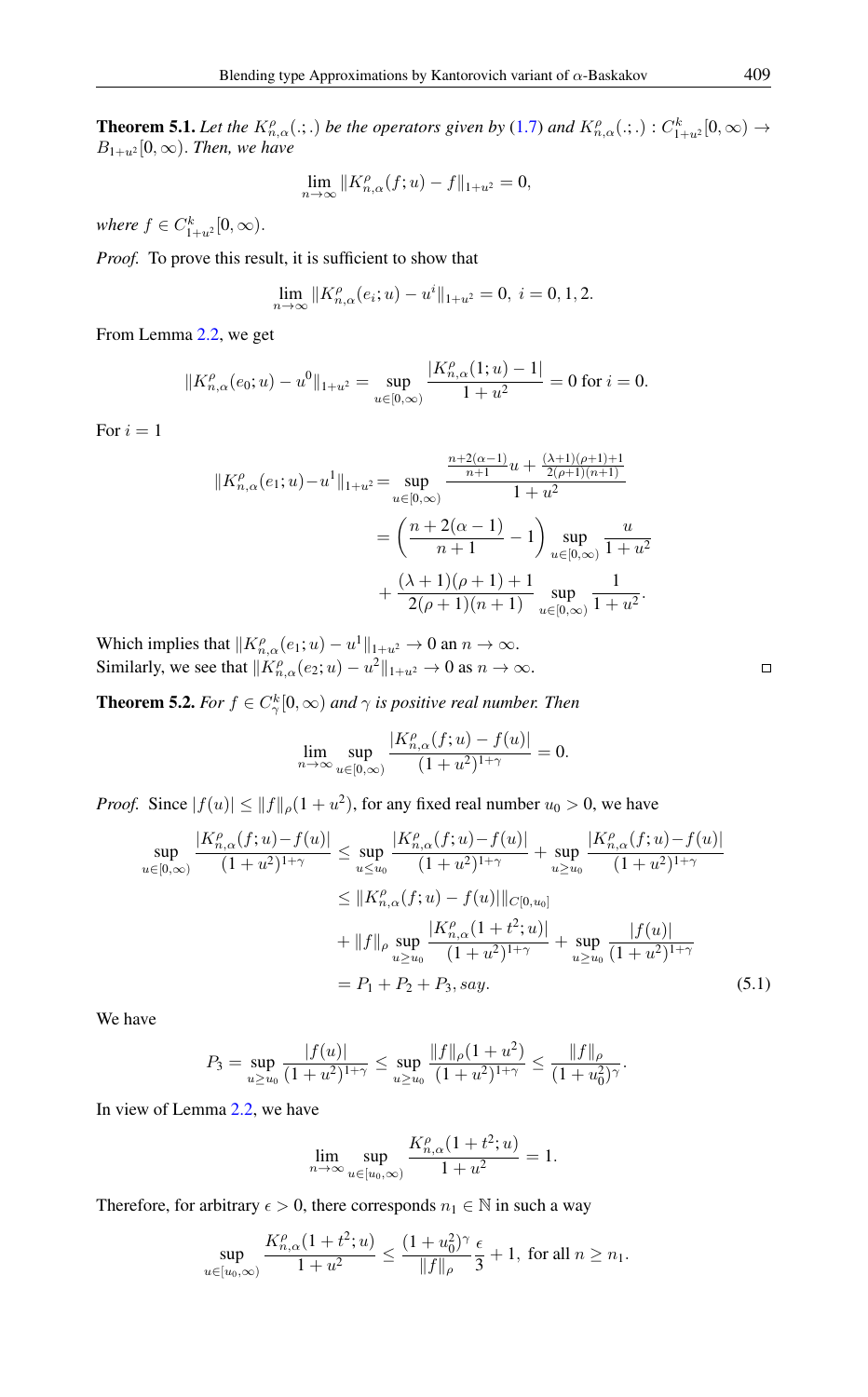**Theorem 5.1.** *Let the $K^{\rho}_{n,\alpha}(.;.)$ be the operators given by (1.7) and $K^{\rho}_{n,\alpha}(.;.) : C^k_{1+u^2}[0,\infty) \to B_{1+u^2}[0,\infty)$. Then, we have*

$$\lim_{n\to\infty} \|K^{\rho}_{n,\alpha}(f;u) - f\|_{1+u^2} = 0,$$

*where $f \in C^k_{1+u^2}[0,\infty)$.*

*Proof.* To prove this result, it is sufficient to show that

$$\lim_{n\to\infty} \|K^{\rho}_{n,\alpha}(e_i;u) - u^i\|_{1+u^2} = 0, \ i = 0, 1, 2.$$

From Lemma 2.2, we get

$$\|K^{\rho}_{n,\alpha}(e_0;u) - u^0\|_{1+u^2} = \sup_{u\in[0,\infty)} \frac{|K^{\rho}_{n,\alpha}(1;u) - 1|}{1+u^2} = 0 \text{ for } i = 0.$$

For $i = 1$

$$\begin{aligned}
\|K^{\rho}_{n,\alpha}(e_1;u) - u^1\|_{1+u^2} &= \sup_{u\in[0,\infty)} \frac{\frac{n+2(\alpha-1)}{n+1}u + \frac{(\lambda+1)(\rho+1)+1}{2(\rho+1)(n+1)}}{1+u^2} \\
&= \left(\frac{n+2(\alpha-1)}{n+1} - 1\right) \sup_{u\in[0,\infty)} \frac{u}{1+u^2} \\
&\quad + \frac{(\lambda+1)(\rho+1)+1}{2(\rho+1)(n+1)} \sup_{u\in[0,\infty)} \frac{1}{1+u^2}.
\end{aligned}$$

Which implies that $\|K^{\rho}_{n,\alpha}(e_1;u) - u^1\|_{1+u^2} \to 0$ an $n \to \infty$.
Similarly, we see that $\|K^{\rho}_{n,\alpha}(e_2;u) - u^2\|_{1+u^2} \to 0$ as $n \to \infty$. $\square$

**Theorem 5.2.** *For $f \in C^k_{\gamma}[0,\infty)$ and $\gamma$ is positive real number. Then*

$$\lim_{n\to\infty} \sup_{u\in[0,\infty)} \frac{|K^{\rho}_{n,\alpha}(f;u) - f(u)|}{(1+u^2)^{1+\gamma}} = 0.$$

*Proof.* Since $|f(u)| \le \|f\|_{\rho}(1+u^2)$, for any fixed real number $u_0 > 0$, we have

$$\begin{aligned}
\sup_{u\in[0,\infty)} \frac{|K^{\rho}_{n,\alpha}(f;u) - f(u)|}{(1+u^2)^{1+\gamma}} &\le \sup_{u\le u_0} \frac{|K^{\rho}_{n,\alpha}(f;u) - f(u)|}{(1+u^2)^{1+\gamma}} + \sup_{u\ge u_0} \frac{|K^{\rho}_{n,\alpha}(f;u) - f(u)|}{(1+u^2)^{1+\gamma}} \\
&\le \|K^{\rho}_{n,\alpha}(f;u) - f(u)|\|_{C[0,u_0]} \\
&\quad + \|f\|_{\rho} \sup_{u\ge u_0} \frac{|K^{\rho}_{n,\alpha}(1+t^2;u)|}{(1+u^2)^{1+\gamma}} + \sup_{u\ge u_0} \frac{|f(u)|}{(1+u^2)^{1+\gamma}} \\
&= P_1 + P_2 + P_3, say. \qquad (5.1)
\end{aligned}$$

We have

$$P_3 = \sup_{u\ge u_0} \frac{|f(u)|}{(1+u^2)^{1+\gamma}} \le \sup_{u\ge u_0} \frac{\|f\|_{\rho}(1+u^2)}{(1+u^2)^{1+\gamma}} \le \frac{\|f\|_{\rho}}{(1+u_0^2)^{\gamma}}.$$

In view of Lemma 2.2, we have

$$\lim_{n\to\infty} \sup_{u\in[u_0,\infty)} \frac{K^{\rho}_{n,\alpha}(1+t^2;u)}{1+u^2} = 1.$$

Therefore, for arbitrary $\epsilon > 0$, there corresponds $n_1 \in \mathbb{N}$ in such a way

$$\sup_{u\in[u_0,\infty)} \frac{K^{\rho}_{n,\alpha}(1+t^2;u)}{1+u^2} \le \frac{(1+u_0^2)^{\gamma}}{\|f\|_{\rho}} \frac{\epsilon}{3} + 1, \text{ for all } n \ge n_1.$$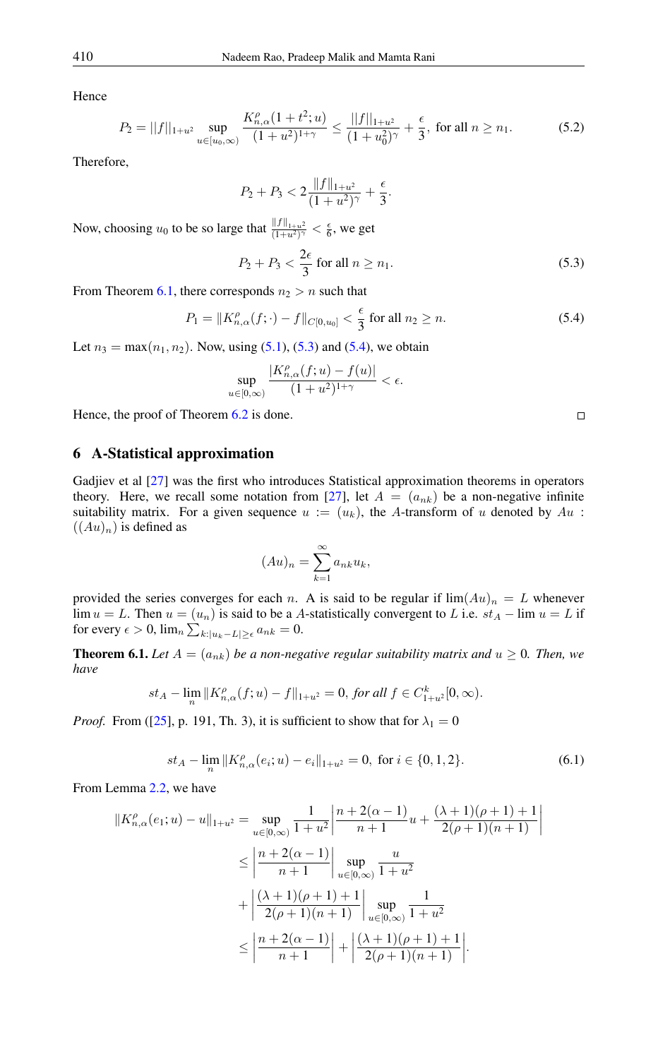Hence

$$P_2 = ||f||_{1+u^2} \sup_{u \in [u_0, \infty)} \frac{K^{\rho}_{n,\alpha}(1+t^2; u)}{(1+u^2)^{1+\gamma}} \leq \frac{||f||_{1+u^2}}{(1+u_0^2)^{\gamma}} + \frac{\epsilon}{3}, \text{ for all } n \geq n_1. \tag{5.2}$$

Therefore,

$$P_2 + P_3 < 2\frac{\|f\|_{1+u^2}}{(1+u^2)^{\gamma}} + \frac{\epsilon}{3}.$$

Now, choosing $u_0$ to be so large that $\frac{\|f\|_{1+u^2}}{(1+u^2)^{\gamma}} < \frac{\epsilon}{6}$, we get

$$P_2 + P_3 < \frac{2\epsilon}{3} \text{ for all } n \geq n_1. \tag{5.3}$$

From Theorem 6.1, there corresponds $n_2 > n$ such that

$$P_1 = \|K^{\rho}_{n,\alpha}(f; \cdot) - f\|_{C[0,u_0]} < \frac{\epsilon}{3} \text{ for all } n_2 \geq n. \tag{5.4}$$

Let $n_3 = \max(n_1, n_2)$. Now, using (5.1), (5.3) and (5.4), we obtain

$$\sup_{u \in [0,\infty)} \frac{|K^{\rho}_{n,\alpha}(f; u) - f(u)|}{(1+u^2)^{1+\gamma}} < \epsilon.$$

Hence, the proof of Theorem 6.2 is done. □

## 6 A-Statistical approximation

Gadjiev et al [27] was the first who introduces Statistical approximation theorems in operators theory. Here, we recall some notation from [27], let $A = (a_{nk})$ be a non-negative infinite suitability matrix. For a given sequence $u := (u_k)$, the $A$-transform of $u$ denoted by $Au$ : $((Au)_n)$ is defined as

$$(Au)_n = \sum_{k=1}^{\infty} a_{nk} u_k,$$

provided the series converges for each $n$. A is said to be regular if $\lim (Au)_n = L$ whenever $\lim u = L$. Then $u = (u_n)$ is said to be a $A$-statistically convergent to $L$ i.e. $st_A - \lim u = L$ if for every $\epsilon > 0$, $\lim_n \sum_{k:|u_k - L| \geq \epsilon} a_{nk} = 0$.

**Theorem 6.1.** *Let $A = (a_{nk})$ be a non-negative regular suitability matrix and $u \geq 0$. Then, we have*

$$st_A - \lim_n \|K^{\rho}_{n,\alpha}(f; u) - f\|_{1+u^2} = 0, \textit{ for all } f \in C^k_{1+u^2}[0, \infty).$$

*Proof.* From ([25], p. 191, Th. 3), it is sufficient to show that for $\lambda_1 = 0$

$$st_A - \lim_n \|K^{\rho}_{n,\alpha}(e_i; u) - e_i\|_{1+u^2} = 0, \text{ for } i \in \{0, 1, 2\}. \tag{6.1}$$

From Lemma 2.2, we have

$$\begin{aligned}
\|K^{\rho}_{n,\alpha}(e_1; u) - u\|_{1+u^2} &= \sup_{u \in [0,\infty)} \frac{1}{1+u^2} \left| \frac{n + 2(\alpha - 1)}{n+1} u + \frac{(\lambda+1)(\rho+1)+1}{2(\rho+1)(n+1)} \right| \\
&\leq \left| \frac{n + 2(\alpha - 1)}{n+1} \right| \sup_{u \in [0,\infty)} \frac{u}{1+u^2} \\
&\quad + \left| \frac{(\lambda+1)(\rho+1)+1}{2(\rho+1)(n+1)} \right| \sup_{u \in [0,\infty)} \frac{1}{1+u^2} \\
&\leq \left| \frac{n + 2(\alpha - 1)}{n+1} \right| + \left| \frac{(\lambda+1)(\rho+1)+1}{2(\rho+1)(n+1)} \right|.
\end{aligned}$$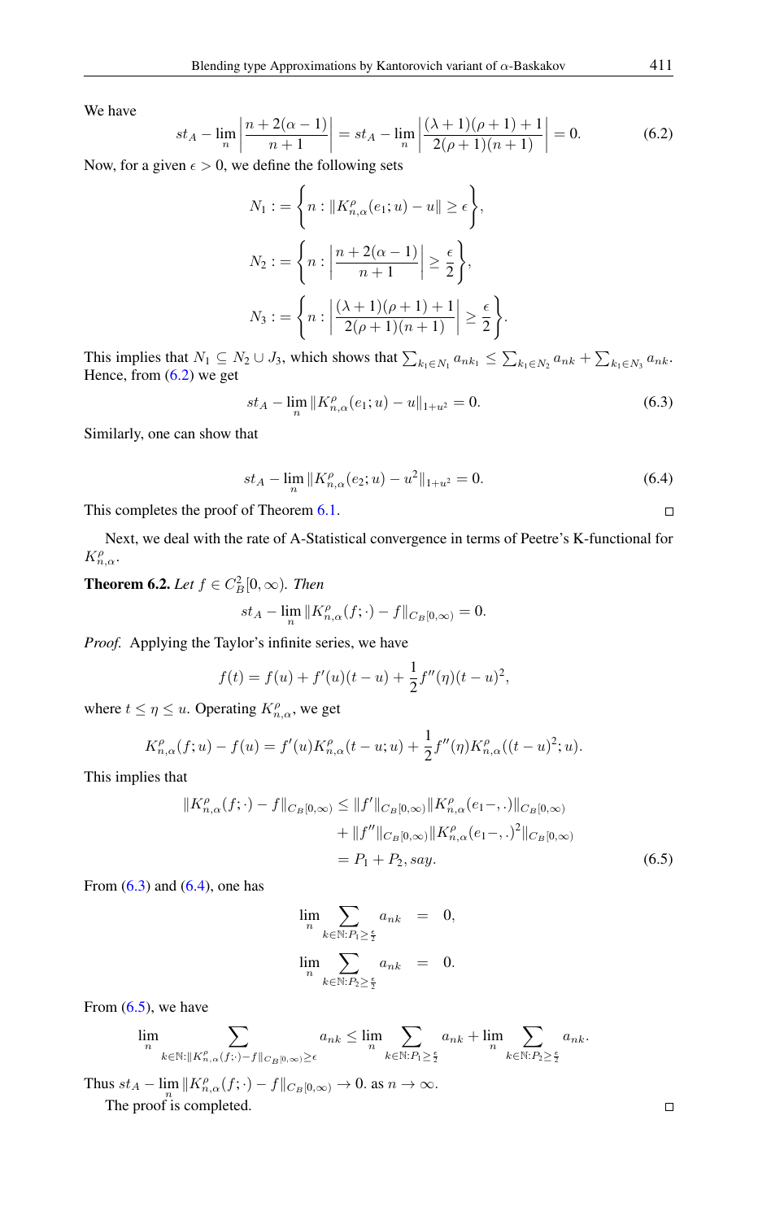We have

$$st_A - \lim_n \left| \frac{n + 2(\alpha - 1)}{n+1} \right| = st_A - \lim_n \left| \frac{(\lambda+1)(\rho+1)+1}{2(\rho+1)(n+1)} \right| = 0. \tag{6.2}$$

Now, for a given $\epsilon > 0$, we define the following sets

$$N_1 := \left\{ n : \|K_{n,\alpha}^{\rho}(e_1; u) - u\| \geq \epsilon \right\},$$

$$N_2 := \left\{ n : \left| \frac{n + 2(\alpha - 1)}{n+1} \right| \geq \frac{\epsilon}{2} \right\},$$

$$N_3 := \left\{ n : \left| \frac{(\lambda+1)(\rho+1)+1}{2(\rho+1)(n+1)} \right| \geq \frac{\epsilon}{2} \right\}.$$

This implies that $N_1 \subseteq N_2 \cup J_3$, which shows that $\sum_{k_1 \in N_1} a_{nk_1} \leq \sum_{k_1 \in N_2} a_{nk} + \sum_{k_1 \in N_3} a_{nk}$. Hence, from (6.2) we get

$$st_A - \lim_n \|K_{n,\alpha}^{\rho}(e_1; u) - u\|_{1+u^2} = 0. \tag{6.3}$$

Similarly, one can show that

$$st_A - \lim_n \|K_{n,\alpha}^{\rho}(e_2; u) - u^2\|_{1+u^2} = 0. \tag{6.4}$$

This completes the proof of Theorem 6.1. □

Next, we deal with the rate of A-Statistical convergence in terms of Peetre's K-functional for $K_{n,\alpha}^{\rho}$.

**Theorem 6.2.** *Let $f \in C_B^2[0, \infty)$. Then*

$$st_A - \lim_n \|K_{n,\alpha}^{\rho}(f; \cdot) - f\|_{C_B[0,\infty)} = 0.$$

*Proof.* Applying the Taylor's infinite series, we have

$$f(t) = f(u) + f'(u)(t-u) + \frac{1}{2} f''(\eta)(t-u)^2,$$

where $t \leq \eta \leq u$. Operating $K_{n,\alpha}^{\rho}$, we get

$$K_{n,\alpha}^{\rho}(f; u) - f(u) = f'(u) K_{n,\alpha}^{\rho}(t-u; u) + \frac{1}{2} f''(\eta) K_{n,\alpha}^{\rho}((t-u)^2; u).$$

This implies that

$$\begin{aligned}
\|K_{n,\alpha}^{\rho}(f; \cdot) - f\|_{C_B[0,\infty)} &\leq \|f'\|_{C_B[0,\infty)} \|K_{n,\alpha}^{\rho}(e_1 -, .)\|_{C_B[0,\infty)} \\
&\quad + \|f''\|_{C_B[0,\infty)} \|K_{n,\alpha}^{\rho}(e_1 -, .)^2\|_{C_B[0,\infty)} \\
&= P_1 + P_2, \, say.
\end{aligned} \tag{6.5}$$

From (6.3) and (6.4), one has

$$\lim_n \sum_{k \in \mathbb{N}: P_1 \geq \frac{\epsilon}{2}} a_{nk} = 0,$$

$$\lim_n \sum_{k \in \mathbb{N}: P_2 \geq \frac{\epsilon}{2}} a_{nk} = 0.$$

From (6.5), we have

$$\lim_n \sum_{k \in \mathbb{N}: \|K_{n,\alpha}^{\rho}(f:\cdot) - f\|_{C_B[0,\infty)} \geq \epsilon} a_{nk} \leq \lim_n \sum_{k \in \mathbb{N}: P_1 \geq \frac{\epsilon}{2}} a_{nk} + \lim_n \sum_{k \in \mathbb{N}: P_2 \geq \frac{\epsilon}{2}} a_{nk}.$$

Thus $st_A - \lim_n \|K_{n,\alpha}^{\rho}(f; \cdot) - f\|_{C_B[0,\infty)} \to 0$. as $n \to \infty$.

The proof is completed. □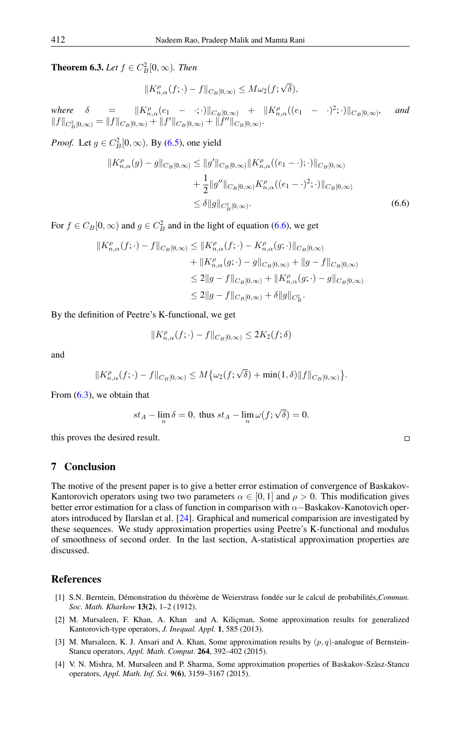**Theorem 6.3.** *Let $f \in C_B^2[0,\infty)$. Then*

$$\|K_{n,\alpha}^{\rho}(f;\cdot) - f\|_{C_B[0,\infty)} \leq M\omega_2(f;\sqrt{\delta}),$$

*where* $\delta = \|K_{n,\alpha}^{\rho}(e_1 - \cdot;\cdot)\|_{C_B[0,\infty)} + \|K_{n,\alpha}^{\rho}((e_1 - \cdot)^2;\cdot)\|_{C_B[0,\infty)}$, *and* $\|f\|_{C_B^2[0,\infty)} = \|f\|_{C_B[0,\infty)} + \|f'\|_{C_B[0,\infty)} + \|f''\|_{C_B[0,\infty)}$.

*Proof.* Let $g \in C_B^2[0,\infty)$. By (6.5), one yield

$$\begin{aligned}
\|K_{n,\alpha}^{\rho}(g) - g\|_{C_B[0,\infty)} &\leq \|g'\|_{C_B[0,\infty)}\|K_{n,\alpha}^{\rho}((e_1 - \cdot);\cdot)\|_{C_B[0,\infty)} \\
&\quad + \frac{1}{2}\|g''\|_{C_B[0,\infty)}K_{n,\alpha}^{\rho}((e_1 - \cdot)^2;\cdot)\|_{C_B[0,\infty)} \\
&\leq \delta\|g\|_{C_B^2[0,\infty)}.
\end{aligned} \tag{6.6}$$

For $f \in C_B[0,\infty)$ and $g \in C_B^2$ and in the light of equation (6.6), we get

$$\begin{aligned}
\|K_{n,\alpha}^{\rho}(f;\cdot) - f\|_{C_B[0,\infty)} &\leq \|K_{n,\alpha}^{\rho}(f;\cdot) - K_{n,\alpha}^{\rho}(g;\cdot)\|_{C_B[0,\infty)} \\
&\quad + \|K_{n,\alpha}^{\rho}(g;\cdot) - g\|_{C_B[0,\infty)} + \|g - f\|_{C_B[0,\infty)} \\
&\leq 2\|g - f\|_{C_B[0,\infty)} + \|K_{n,\alpha}^{\rho}(g;\cdot) - g\|_{C_B[0,\infty)} \\
&\leq 2\|g - f\|_{C_B[0,\infty)} + \delta\|g\|_{C_B^2}.
\end{aligned}$$

By the definition of Peetre's K-functional, we get

$$\|K_{n,\alpha}^{\rho}(f;\cdot) - f\|_{C_B[0,\infty)} \leq 2K_2(f;\delta)$$

and

$$\|K_{n,\alpha}^{\rho}(f;\cdot) - f\|_{C_B[0,\infty)} \leq M\{\omega_2(f;\sqrt{\delta}) + \min(1,\delta)\|f\|_{C_B[0,\infty)}\}.$$

From (6.3), we obtain that

$$st_A - \lim_n \delta = 0, \text{ thus } st_A - \lim_n \omega(f;\sqrt{\delta}) = 0.$$

this proves the desired result. □

## 7 Conclusion

The motive of the present paper is to give a better error estimation of convergence of Baskakov-Kantorovich operators using two two parameters $\alpha \in [0,1]$ and $\rho > 0$. This modification gives better error estimation for a class of function in comparison with $\alpha-$Baskakov-Kanotovich operators introduced by Ilarslan et al. [24]. Graphical and numerical comparision are investigated by these sequences. We study approximation properties using Peetre's K-functional and modulus of smoothness of second order. In the last section, A-statistical approximation properties are discussed.

## References

[1] S.N. Berntein, Démonstration du théorème de Weierstrass fondée sur le calcul de probabilités, *Commun. Soc. Math. Kharkow* **13(2)**, 1–2 (1912).

[2] M. Mursaleen, F. Khan, A. Khan and A. Kiliçman, Some approximation results for generalized Kantorovich-type operators, *J. Inequal. Appl.* **1**, 585 (2013).

[3] M. Mursaleen, K. J. Ansari and A. Khan, Some approximation results by $(p,q)$-analogue of Bernstein-Stancu operators, *Appl. Math. Comput*. **264**, 392–402 (2015).

[4] V. N. Mishra, M. Mursaleen and P. Sharma, Some approximation properties of Baskakov-Szàsz-Stancu operators, *Appl. Math. Inf. Sci.* **9(6)**, 3159–3167 (2015).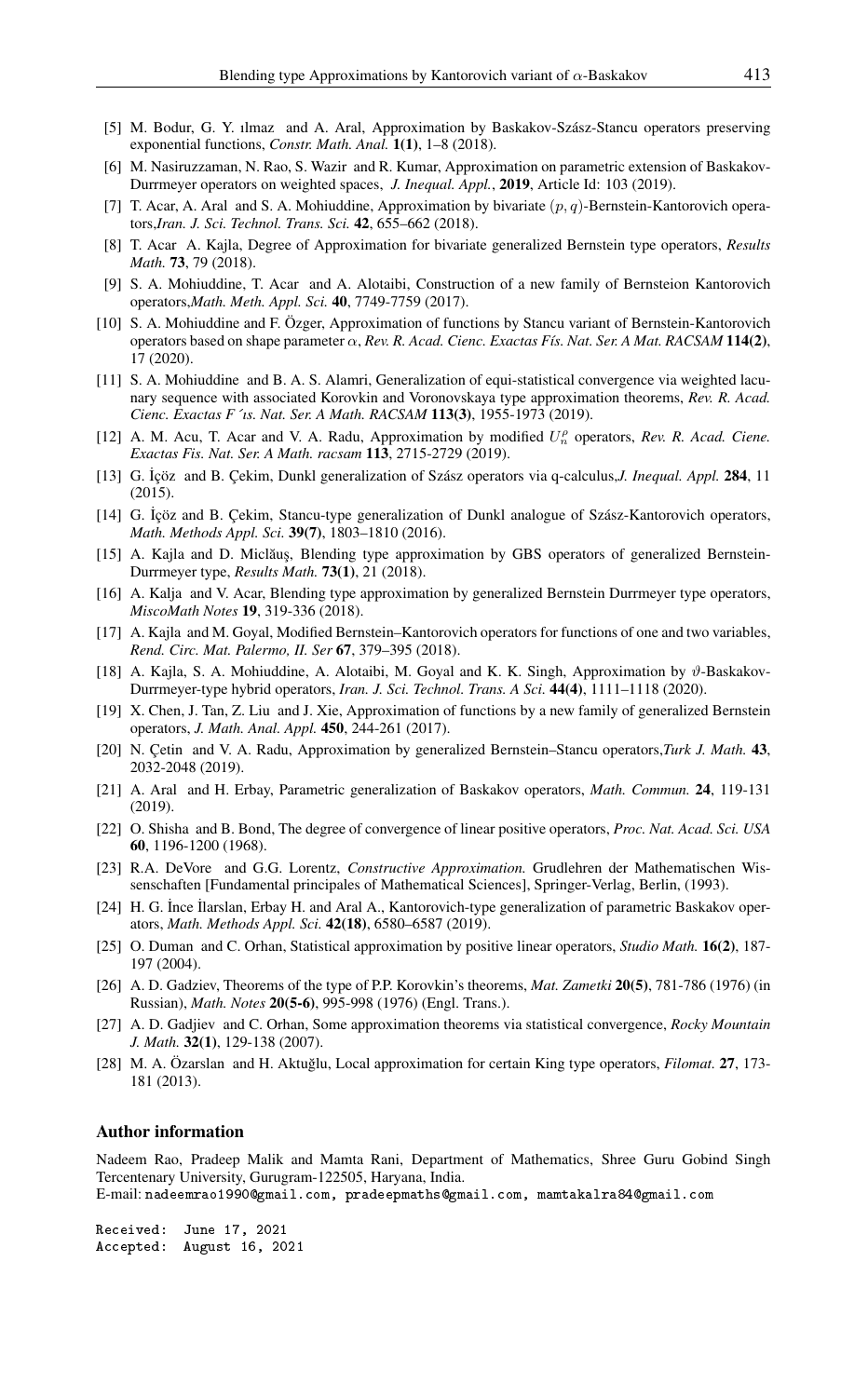[5] M. Bodur, G. Y. ılmaz and A. Aral, Approximation by Baskakov-Szász-Stancu operators preserving exponential functions, *Constr. Math. Anal.* **1(1)**, 1–8 (2018).

[6] M. Nasiruzzaman, N. Rao, S. Wazir and R. Kumar, Approximation on parametric extension of Baskakov-Durrmeyer operators on weighted spaces, *J. Inequal. Appl.*, **2019**, Article Id: 103 (2019).

[7] T. Acar, A. Aral and S. A. Mohiuddine, Approximation by bivariate $(p, q)$-Bernstein-Kantorovich operators,*Iran. J. Sci. Technol. Trans. Sci.* **42**, 655–662 (2018).

[8] T. Acar A. Kajla, Degree of Approximation for bivariate generalized Bernstein type operators, *Results Math.* **73**, 79 (2018).

[9] S. A. Mohiuddine, T. Acar and A. Alotaibi, Construction of a new family of Bernsteion Kantorovich operators,*Math. Meth. Appl. Sci.* **40**, 7749-7759 (2017).

[10] S. A. Mohiuddine and F. Özger, Approximation of functions by Stancu variant of Bernstein-Kantorovich operators based on shape parameter $\alpha$, *Rev. R. Acad. Cienc. Exactas Fís. Nat. Ser. A Mat. RACSAM* **114(2)**, 17 (2020).

[11] S. A. Mohiuddine and B. A. S. Alamri, Generalization of equi-statistical convergence via weighted lacunary sequence with associated Korovkin and Voronovskaya type approximation theorems, *Rev. R. Acad. Cienc. Exactas F ́ıs. Nat. Ser. A Math. RACSAM* **113(3)**, 1955-1973 (2019).

[12] A. M. Acu, T. Acar and V. A. Radu, Approximation by modified $U_n^\rho$ operators, *Rev. R. Acad. Ciene. Exactas Fis. Nat. Ser. A Math. racsam* **113**, 2715-2729 (2019).

[13] G. İçöz and B. Çekim, Dunkl generalization of Szász operators via q-calculus,*J. Inequal. Appl.* **284**, 11 (2015).

[14] G. İçöz and B. Çekim, Stancu-type generalization of Dunkl analogue of Szász-Kantorovich operators, *Math. Methods Appl. Sci.* **39(7)**, 1803–1810 (2016).

[15] A. Kajla and D. Miclăuş, Blending type approximation by GBS operators of generalized Bernstein-Durrmeyer type, *Results Math.* **73(1)**, 21 (2018).

[16] A. Kalja and V. Acar, Blending type approximation by generalized Bernstein Durrmeyer type operators, *MiscoMath Notes* **19**, 319-336 (2018).

[17] A. Kajla and M. Goyal, Modified Bernstein–Kantorovich operators for functions of one and two variables, *Rend. Circ. Mat. Palermo, II. Ser* **67**, 379–395 (2018).

[18] A. Kajla, S. A. Mohiuddine, A. Alotaibi, M. Goyal and K. K. Singh, Approximation by $\vartheta$-Baskakov-Durrmeyer-type hybrid operators, *Iran. J. Sci. Technol. Trans. A Sci.* **44(4)**, 1111–1118 (2020).

[19] X. Chen, J. Tan, Z. Liu and J. Xie, Approximation of functions by a new family of generalized Bernstein operators, *J. Math. Anal. Appl.* **450**, 244-261 (2017).

[20] N. Çetin and V. A. Radu, Approximation by generalized Bernstein–Stancu operators,*Turk J. Math.* **43**, 2032-2048 (2019).

[21] A. Aral and H. Erbay, Parametric generalization of Baskakov operators, *Math. Commun.* **24**, 119-131 (2019).

[22] O. Shisha and B. Bond, The degree of convergence of linear positive operators, *Proc. Nat. Acad. Sci. USA* **60**, 1196-1200 (1968).

[23] R.A. DeVore and G.G. Lorentz, *Constructive Approximation.* Grudlehren der Mathematischen Wissenschaften [Fundamental principales of Mathematical Sciences], Springer-Verlag, Berlin, (1993).

[24] H. G. İnce İlarslan, Erbay H. and Aral A., Kantorovich-type generalization of parametric Baskakov operators, *Math. Methods Appl. Sci.* **42(18)**, 6580–6587 (2019).

[25] O. Duman and C. Orhan, Statistical approximation by positive linear operators, *Studio Math.* **16(2)**, 187-197 (2004).

[26] A. D. Gadziev, Theorems of the type of P.P. Korovkin's theorems, *Mat. Zametki* **20(5)**, 781-786 (1976) (in Russian), *Math. Notes* **20(5-6)**, 995-998 (1976) (Engl. Trans.).

[27] A. D. Gadjiev and C. Orhan, Some approximation theorems via statistical convergence, *Rocky Mountain J. Math.* **32(1)**, 129-138 (2007).

[28] M. A. Özarslan and H. Aktuğlu, Local approximation for certain King type operators, *Filomat.* **27**, 173-181 (2013).

### Author information

Nadeem Rao, Pradeep Malik and Mamta Rani, Department of Mathematics, Shree Guru Gobind Singh Tercentenary University, Gurugram-122505, Haryana, India.
E-mail: nadeemrao1990@gmail.com, pradeepmaths@gmail.com, mamtakalra84@gmail.com

Received: June 17, 2021
Accepted: August 16, 2021